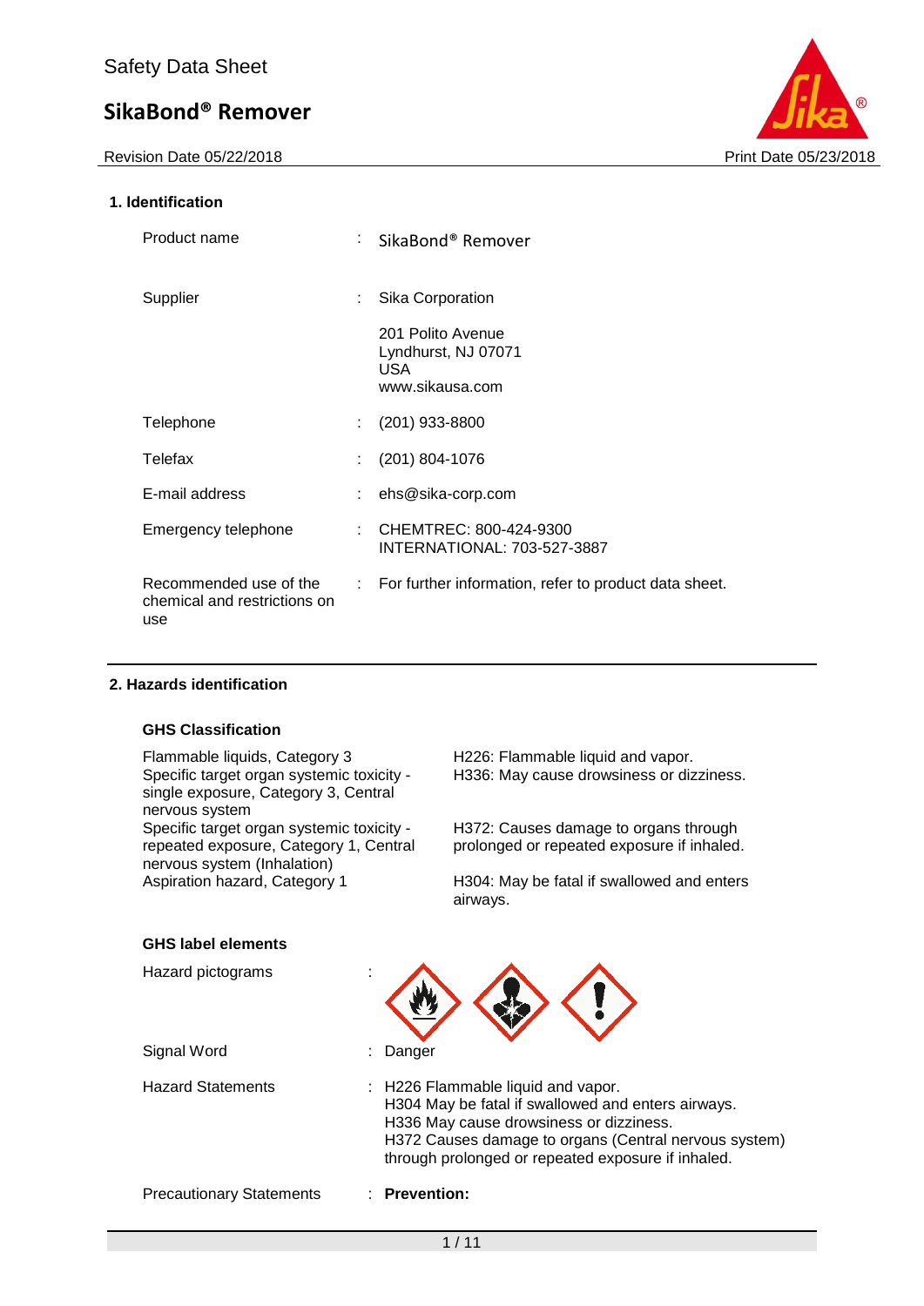Safety Data Sheet

# SikaBond® Remover

Revision Date 05/22/2018 Print Date 05/23/2018

## 1. Identification

| | | |
|---|---|---|
| Product name | : | SikaBond® Remover |
| Supplier | : | Sika Corporation<br>201 Polito Avenue<br>Lyndhurst, NJ 07071<br>USA<br>www.sikausa.com |
| Telephone | : | (201) 933-8800 |
| Telefax | : | (201) 804-1076 |
| E-mail address | : | ehs@sika-corp.com |
| Emergency telephone | : | CHEMTREC: 800-424-9300<br>INTERNATIONAL: 703-527-3887 |
| Recommended use of the chemical and restrictions on use | : | For further information, refer to product data sheet. |

## 2. Hazards identification

### GHS Classification

| | |
|---|---|
| Flammable liquids, Category 3 | H226: Flammable liquid and vapor. |
| Specific target organ systemic toxicity - single exposure, Category 3, Central nervous system | H336: May cause drowsiness or dizziness. |
| Specific target organ systemic toxicity - repeated exposure, Category 1, Central nervous system (Inhalation) | H372: Causes damage to organs through prolonged or repeated exposure if inhaled. |
| Aspiration hazard, Category 1 | H304: May be fatal if swallowed and enters airways. |

### GHS label elements

Hazard pictograms :

Signal Word : Danger

Hazard Statements : H226 Flammable liquid and vapor.
H304 May be fatal if swallowed and enters airways.
H336 May cause drowsiness or dizziness.
H372 Causes damage to organs (Central nervous system) through prolonged or repeated exposure if inhaled.

Precautionary Statements : **Prevention:**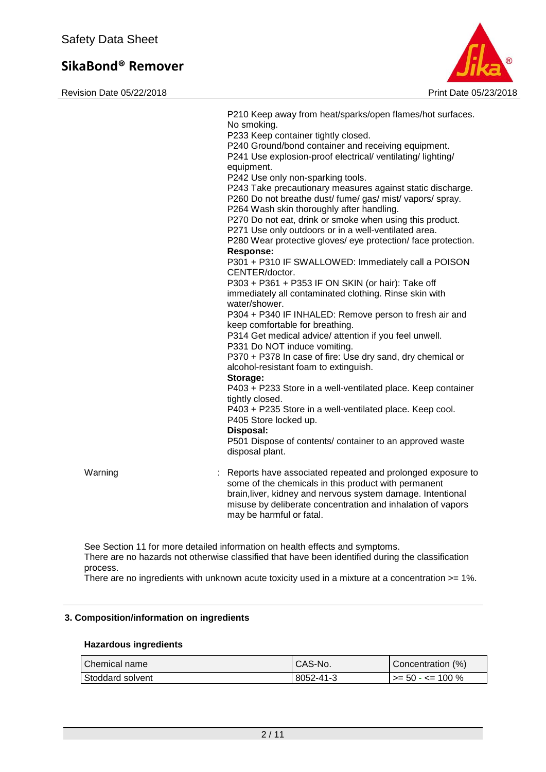P210 Keep away from heat/sparks/open flames/hot surfaces. No smoking.
P233 Keep container tightly closed.
P240 Ground/bond container and receiving equipment.
P241 Use explosion-proof electrical/ ventilating/ lighting/ equipment.
P242 Use only non-sparking tools.
P243 Take precautionary measures against static discharge.
P260 Do not breathe dust/ fume/ gas/ mist/ vapors/ spray.
P264 Wash skin thoroughly after handling.
P270 Do not eat, drink or smoke when using this product.
P271 Use only outdoors or in a well-ventilated area.
P280 Wear protective gloves/ eye protection/ face protection.

**Response:**
P301 + P310 IF SWALLOWED: Immediately call a POISON CENTER/doctor.
P303 + P361 + P353 IF ON SKIN (or hair): Take off immediately all contaminated clothing. Rinse skin with water/shower.
P304 + P340 IF INHALED: Remove person to fresh air and keep comfortable for breathing.
P314 Get medical advice/ attention if you feel unwell.
P331 Do NOT induce vomiting.
P370 + P378 In case of fire: Use dry sand, dry chemical or alcohol-resistant foam to extinguish.

**Storage:**
P403 + P233 Store in a well-ventilated place. Keep container tightly closed.
P403 + P235 Store in a well-ventilated place. Keep cool.
P405 Store locked up.

**Disposal:**
P501 Dispose of contents/ container to an approved waste disposal plant.

Warning : Reports have associated repeated and prolonged exposure to some of the chemicals in this product with permanent brain,liver, kidney and nervous system damage. Intentional misuse by deliberate concentration and inhalation of vapors may be harmful or fatal.

See Section 11 for more detailed information on health effects and symptoms.
There are no hazards not otherwise classified that have been identified during the classification process.
There are no ingredients with unknown acute toxicity used in a mixture at a concentration >= 1%.

## 3. Composition/information on ingredients

### Hazardous ingredients

| Chemical name | CAS-No. | Concentration (%) |
|---|---|---|
| Stoddard solvent | 8052-41-3 | >= 50 - <= 100 % |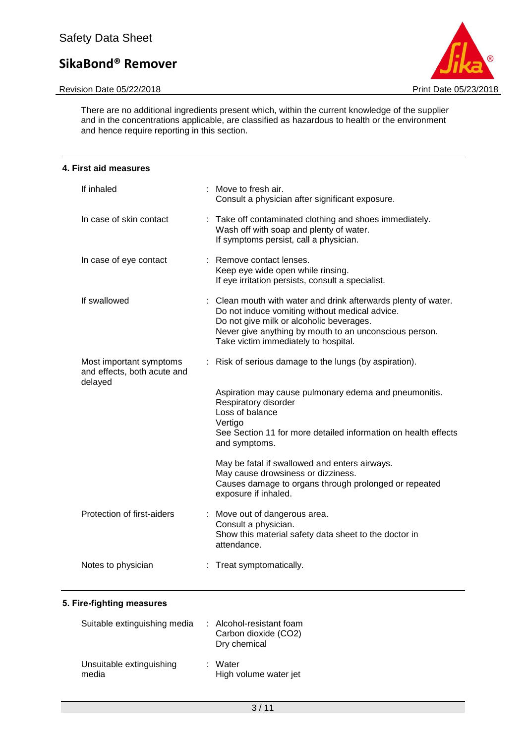There are no additional ingredients present which, within the current knowledge of the supplier and in the concentrations applicable, are classified as hazardous to health or the environment and hence require reporting in this section.

## 4. First aid measures

| | |
|---|---|
| If inhaled | Move to fresh air.<br>Consult a physician after significant exposure. |
| In case of skin contact | Take off contaminated clothing and shoes immediately.<br>Wash off with soap and plenty of water.<br>If symptoms persist, call a physician. |
| In case of eye contact | Remove contact lenses.<br>Keep eye wide open while rinsing.<br>If eye irritation persists, consult a specialist. |
| If swallowed | Clean mouth with water and drink afterwards plenty of water.<br>Do not induce vomiting without medical advice.<br>Do not give milk or alcoholic beverages.<br>Never give anything by mouth to an unconscious person.<br>Take victim immediately to hospital. |
| Most important symptoms and effects, both acute and delayed | Risk of serious damage to the lungs (by aspiration).<br><br>Aspiration may cause pulmonary edema and pneumonitis.<br>Respiratory disorder<br>Loss of balance<br>Vertigo<br>See Section 11 for more detailed information on health effects and symptoms.<br><br>May be fatal if swallowed and enters airways.<br>May cause drowsiness or dizziness.<br>Causes damage to organs through prolonged or repeated exposure if inhaled. |
| Protection of first-aiders | Move out of dangerous area.<br>Consult a physician.<br>Show this material safety data sheet to the doctor in attendance. |
| Notes to physician | Treat symptomatically. |

## 5. Fire-fighting measures

| | |
|---|---|
| Suitable extinguishing media | Alcohol-resistant foam<br>Carbon dioxide ($CO_2$)<br>Dry chemical |
| Unsuitable extinguishing media | Water<br>High volume water jet |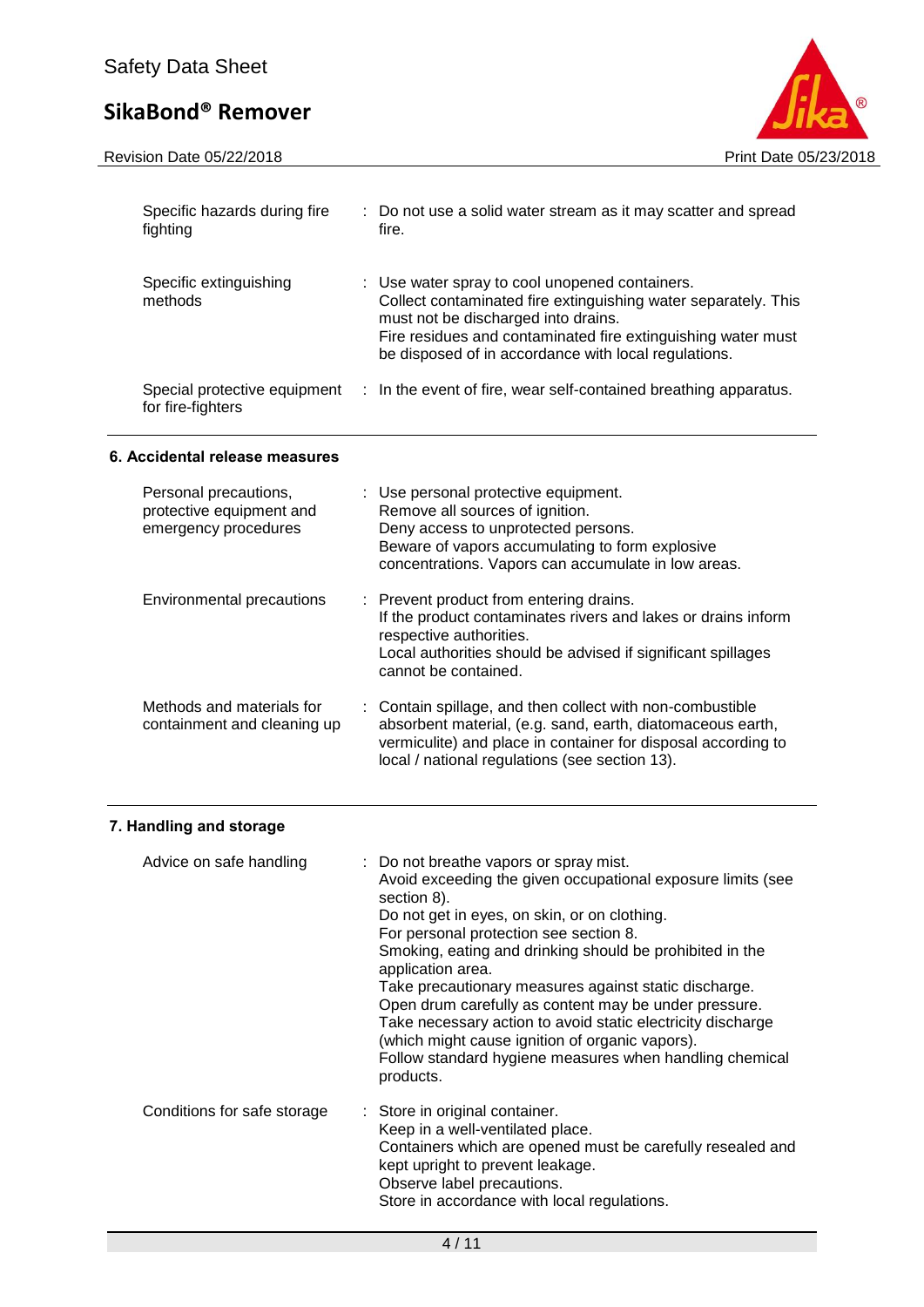| | |
|---|---|
| Specific hazards during fire fighting | : Do not use a solid water stream as it may scatter and spread fire. |
| Specific extinguishing methods | : Use water spray to cool unopened containers. Collect contaminated fire extinguishing water separately. This must not be discharged into drains. Fire residues and contaminated fire extinguishing water must be disposed of in accordance with local regulations. |
| Special protective equipment for fire-fighters | : In the event of fire, wear self-contained breathing apparatus. |

## 6. Accidental release measures

| | |
|---|---|
| Personal precautions, protective equipment and emergency procedures | : Use personal protective equipment. Remove all sources of ignition. Deny access to unprotected persons. Beware of vapors accumulating to form explosive concentrations. Vapors can accumulate in low areas. |
| Environmental precautions | : Prevent product from entering drains. If the product contaminates rivers and lakes or drains inform respective authorities. Local authorities should be advised if significant spillages cannot be contained. |
| Methods and materials for containment and cleaning up | : Contain spillage, and then collect with non-combustible absorbent material, (e.g. sand, earth, diatomaceous earth, vermiculite) and place in container for disposal according to local / national regulations (see section 13). |

## 7. Handling and storage

| | |
|---|---|
| Advice on safe handling | : Do not breathe vapors or spray mist. Avoid exceeding the given occupational exposure limits (see section 8). Do not get in eyes, on skin, or on clothing. For personal protection see section 8. Smoking, eating and drinking should be prohibited in the application area. Take precautionary measures against static discharge. Open drum carefully as content may be under pressure. Take necessary action to avoid static electricity discharge (which might cause ignition of organic vapors). Follow standard hygiene measures when handling chemical products. |
| Conditions for safe storage | : Store in original container. Keep in a well-ventilated place. Containers which are opened must be carefully resealed and kept upright to prevent leakage. Observe label precautions. Store in accordance with local regulations. |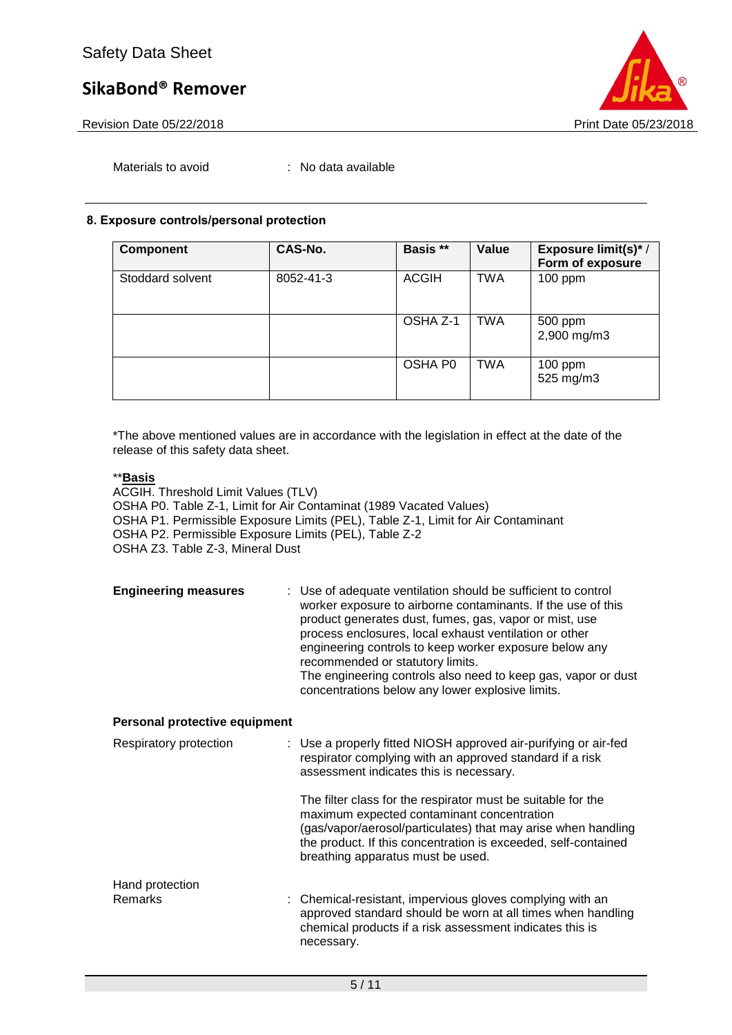Materials to avoid : No data available

## 8. Exposure controls/personal protection

| Component | CAS-No. | Basis ** | Value | Exposure limit(s)* / Form of exposure |
|---|---|---|---|---|
| Stoddard solvent | 8052-41-3 | ACGIH | TWA | 100 ppm |
| | | OSHA Z-1 | TWA | 500 ppm<br>2,900 mg/m3 |
| | | OSHA P0 | TWA | 100 ppm<br>525 mg/m3 |

*The above mentioned values are in accordance with the legislation in effect at the date of the release of this safety data sheet.

**<u>**Basis**</u>

ACGIH. Threshold Limit Values (TLV)
OSHA P0. Table Z-1, Limit for Air Contaminat (1989 Vacated Values)
OSHA P1. Permissible Exposure Limits (PEL), Table Z-1, Limit for Air Contaminant
OSHA P2. Permissible Exposure Limits (PEL), Table Z-2
OSHA Z3. Table Z-3, Mineral Dust

**Engineering measures** : Use of adequate ventilation should be sufficient to control worker exposure to airborne contaminants. If the use of this product generates dust, fumes, gas, vapor or mist, use process enclosures, local exhaust ventilation or other engineering controls to keep worker exposure below any recommended or statutory limits.
The engineering controls also need to keep gas, vapor or dust concentrations below any lower explosive limits.

**Personal protective equipment**

Respiratory protection : Use a properly fitted NIOSH approved air-purifying or air-fed respirator complying with an approved standard if a risk assessment indicates this is necessary.

The filter class for the respirator must be suitable for the maximum expected contaminant concentration (gas/vapor/aerosol/particulates) that may arise when handling the product. If this concentration is exceeded, self-contained breathing apparatus must be used.

Hand protection
Remarks : Chemical-resistant, impervious gloves complying with an approved standard should be worn at all times when handling chemical products if a risk assessment indicates this is necessary.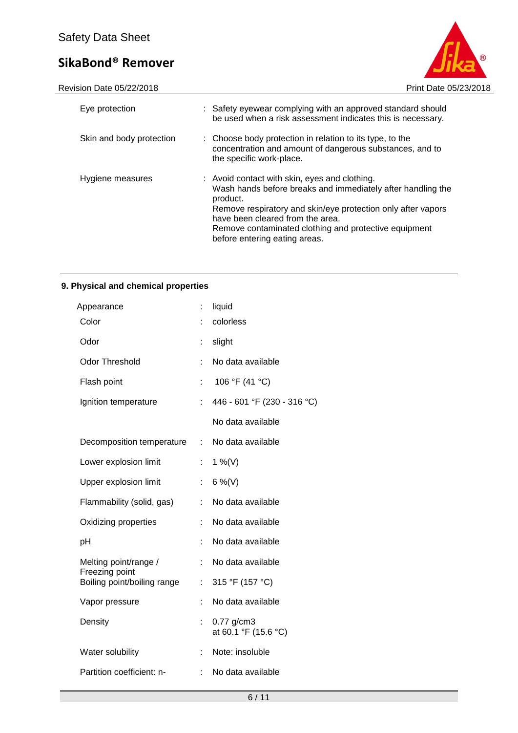| | |
|---|---|
| Eye protection | : Safety eyewear complying with an approved standard should be used when a risk assessment indicates this is necessary. |
| Skin and body protection | : Choose body protection in relation to its type, to the concentration and amount of dangerous substances, and to the specific work-place. |
| Hygiene measures | : Avoid contact with skin, eyes and clothing.<br>Wash hands before breaks and immediately after handling the product.<br>Remove respiratory and skin/eye protection only after vapors have been cleared from the area.<br>Remove contaminated clothing and protective equipment before entering eating areas. |

## 9. Physical and chemical properties

| | |
|---|---|
| Appearance | : liquid |
| Color | : colorless |
| Odor | : slight |
| Odor Threshold | : No data available |
| Flash point | : 106 °F (41 °C) |
| Ignition temperature | : 446 - 601 °F (230 - 316 °C) |
| | No data available |
| Decomposition temperature | : No data available |
| Lower explosion limit | : 1 %(V) |
| Upper explosion limit | : 6 %(V) |
| Flammability (solid, gas) | : No data available |
| Oxidizing properties | : No data available |
| pH | : No data available |
| Melting point/range / Freezing point | : No data available |
| Boiling point/boiling range | : 315 °F (157 °C) |
| Vapor pressure | : No data available |
| Density | : 0.77 g/cm3<br>at 60.1 °F (15.6 °C) |
| Water solubility | : Note: insoluble |
| Partition coefficient: n- | : No data available |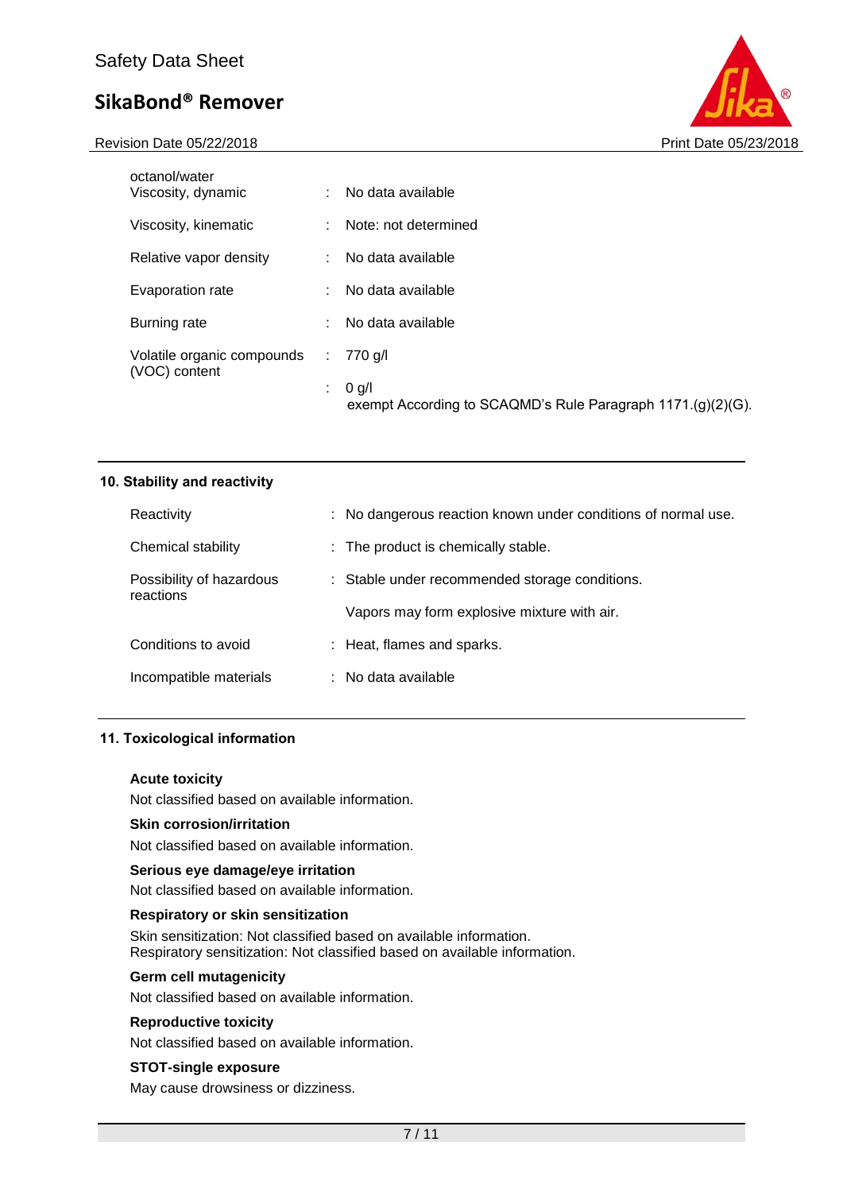| | | |
|---|---|---|
| octanol/water | | |
| Viscosity, dynamic | : | No data available |
| Viscosity, kinematic | : | Note: not determined |
| Relative vapor density | : | No data available |
| Evaporation rate | : | No data available |
| Burning rate | : | No data available |
| Volatile organic compounds (VOC) content | : | 770 g/l |
| | : | 0 g/l<br>exempt According to SCAQMD's Rule Paragraph 1171.(g)(2)(G). |

## 10. Stability and reactivity

| | | |
|---|---|---|
| Reactivity | : | No dangerous reaction known under conditions of normal use. |
| Chemical stability | : | The product is chemically stable. |
| Possibility of hazardous reactions | : | Stable under recommended storage conditions.<br><br>Vapors may form explosive mixture with air. |
| Conditions to avoid | : | Heat, flames and sparks. |
| Incompatible materials | : | No data available |

## 11. Toxicological information

**Acute toxicity**

Not classified based on available information.

**Skin corrosion/irritation**

Not classified based on available information.

**Serious eye damage/eye irritation**

Not classified based on available information.

**Respiratory or skin sensitization**

Skin sensitization: Not classified based on available information.
Respiratory sensitization: Not classified based on available information.

**Germ cell mutagenicity**

Not classified based on available information.

**Reproductive toxicity**

Not classified based on available information.

**STOT-single exposure**

May cause drowsiness or dizziness.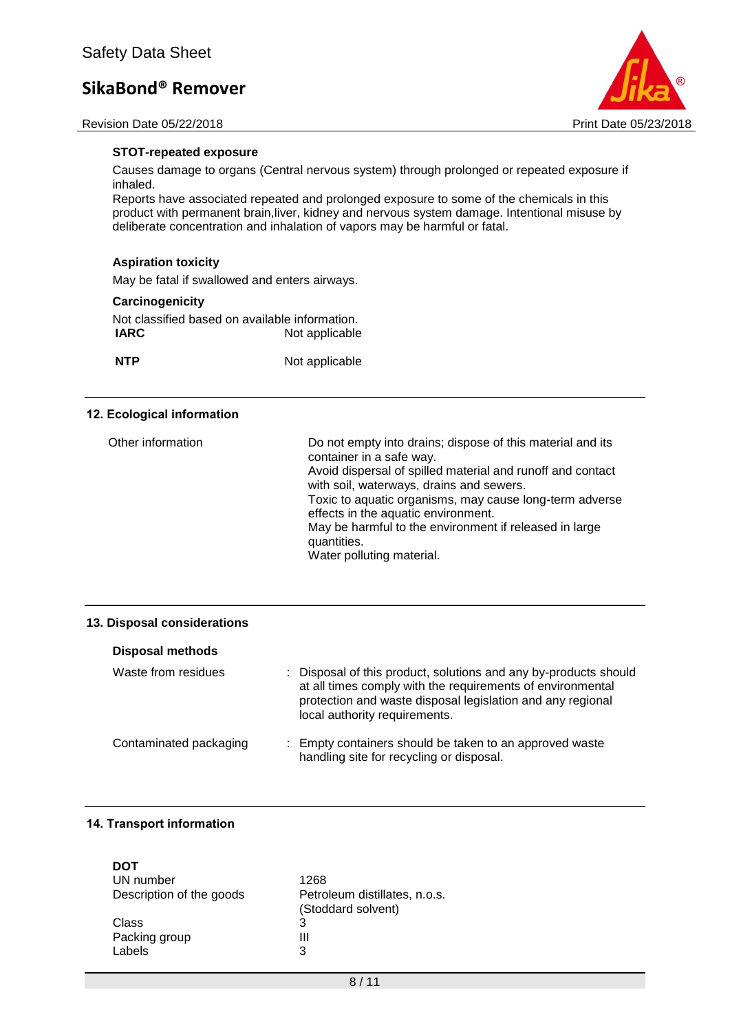#### STOT-repeated exposure

Causes damage to organs (Central nervous system) through prolonged or repeated exposure if inhaled.
Reports have associated repeated and prolonged exposure to some of the chemicals in this product with permanent brain,liver, kidney and nervous system damage. Intentional misuse by deliberate concentration and inhalation of vapors may be harmful or fatal.

#### Aspiration toxicity

May be fatal if swallowed and enters airways.

#### Carcinogenicity

Not classified based on available information.

| | |
|---|---|
| **IARC** | Not applicable |
| **NTP** | Not applicable |

## 12. Ecological information

| | |
|---|---|
| Other information | Do not empty into drains; dispose of this material and its container in a safe way.<br>Avoid dispersal of spilled material and runoff and contact with soil, waterways, drains and sewers.<br>Toxic to aquatic organisms, may cause long-term adverse effects in the aquatic environment.<br>May be harmful to the environment if released in large quantities.<br>Water polluting material. |

## 13. Disposal considerations

#### Disposal methods

| | |
|---|---|
| Waste from residues | : Disposal of this product, solutions and any by-products should at all times comply with the requirements of environmental protection and waste disposal legislation and any regional local authority requirements. |
| Contaminated packaging | : Empty containers should be taken to an approved waste handling site for recycling or disposal. |

## 14. Transport information

**DOT**

| | |
|---|---|
| UN number | 1268 |
| Description of the goods | Petroleum distillates, n.o.s.<br>(Stoddard solvent) |
| Class | 3 |
| Packing group | III |
| Labels | 3 |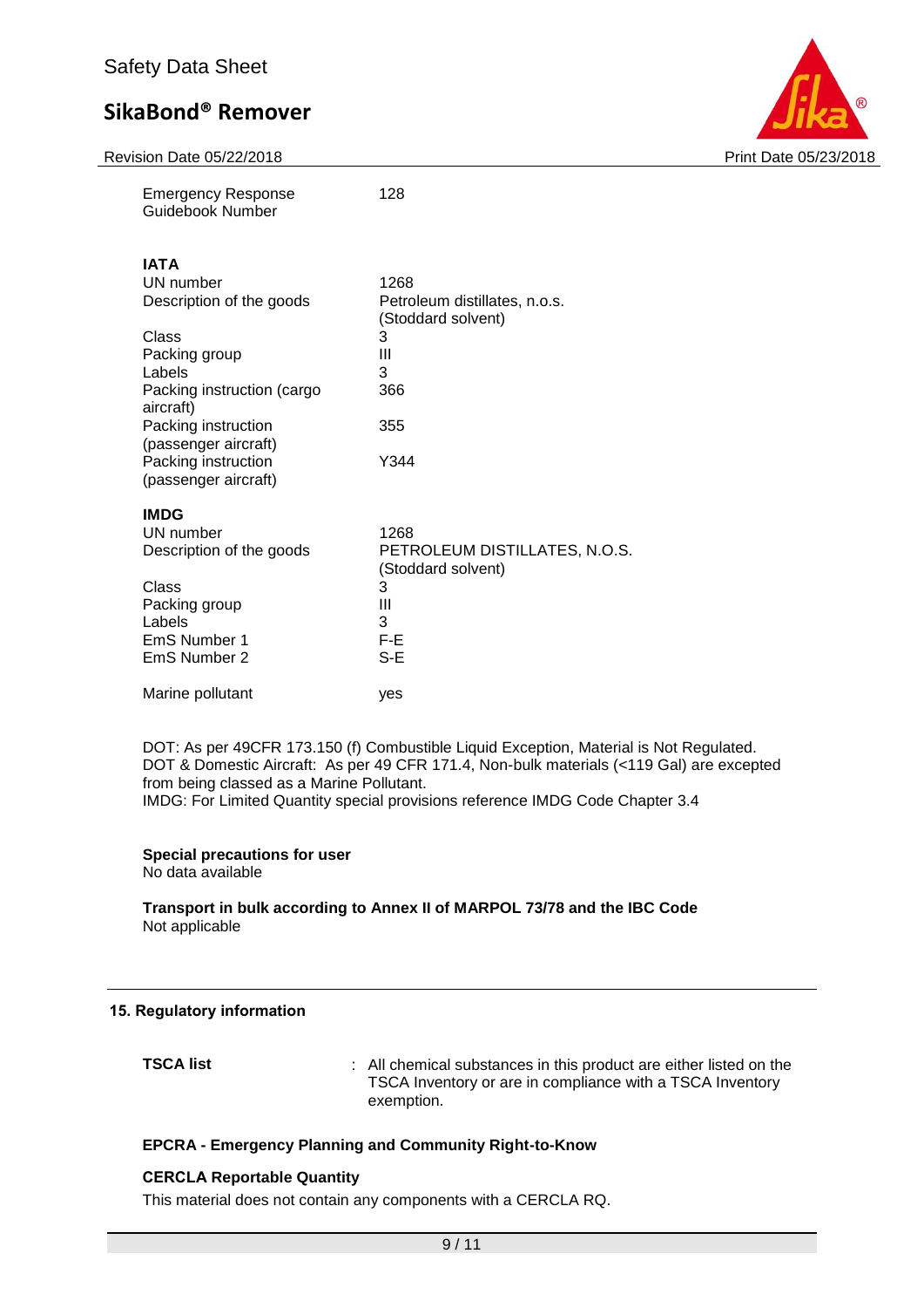| | |
|---|---|
| Emergency Response Guidebook Number | 128 |

**IATA**

| | |
|---|---|
| UN number | 1268 |
| Description of the goods | Petroleum distillates, n.o.s. (Stoddard solvent) |
| Class | 3 |
| Packing group | III |
| Labels | 3 |
| Packing instruction (cargo aircraft) | 366 |
| Packing instruction (passenger aircraft) | 355 |
| Packing instruction (passenger aircraft) | Y344 |

**IMDG**

| | |
|---|---|
| UN number | 1268 |
| Description of the goods | PETROLEUM DISTILLATES, N.O.S. (Stoddard solvent) |
| Class | 3 |
| Packing group | III |
| Labels | 3 |
| EmS Number 1 | F-E |
| EmS Number 2 | S-E |
| Marine pollutant | yes |

DOT: As per 49CFR 173.150 (f) Combustible Liquid Exception, Material is Not Regulated.
DOT & Domestic Aircraft: As per 49 CFR 171.4, Non-bulk materials (<119 Gal) are excepted from being classed as a Marine Pollutant.
IMDG: For Limited Quantity special provisions reference IMDG Code Chapter 3.4

**Special precautions for user**
No data available

**Transport in bulk according to Annex II of MARPOL 73/78 and the IBC Code**
Not applicable

## 15. Regulatory information

**TSCA list** : All chemical substances in this product are either listed on the TSCA Inventory or are in compliance with a TSCA Inventory exemption.

**EPCRA - Emergency Planning and Community Right-to-Know**

**CERCLA Reportable Quantity**
This material does not contain any components with a CERCLA RQ.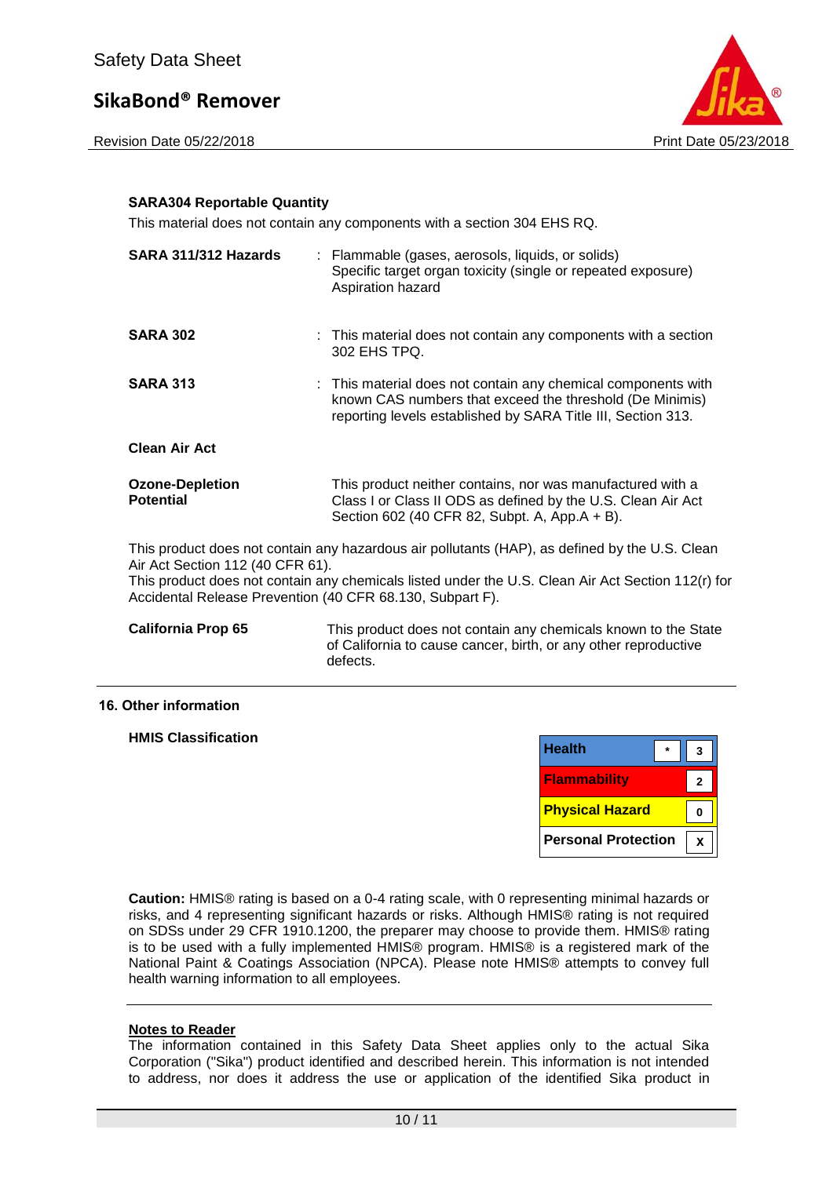**SARA304 Reportable Quantity**

This material does not contain any components with a section 304 EHS RQ.

**SARA 311/312 Hazards** : Flammable (gases, aerosols, liquids, or solids)
Specific target organ toxicity (single or repeated exposure)
Aspiration hazard

**SARA 302** : This material does not contain any components with a section 302 EHS TPQ.

**SARA 313** : This material does not contain any chemical components with known CAS numbers that exceed the threshold (De Minimis) reporting levels established by SARA Title III, Section 313.

**Clean Air Act**

**Ozone-Depletion Potential** This product neither contains, nor was manufactured with a Class I or Class II ODS as defined by the U.S. Clean Air Act Section 602 (40 CFR 82, Subpt. A, App.A + B).

This product does not contain any hazardous air pollutants (HAP), as defined by the U.S. Clean Air Act Section 112 (40 CFR 61).
This product does not contain any chemicals listed under the U.S. Clean Air Act Section 112(r) for Accidental Release Prevention (40 CFR 68.130, Subpart F).

**California Prop 65** This product does not contain any chemicals known to the State of California to cause cancer, birth, or any other reproductive defects.

## 16. Other information

**HMIS Classification**

| | | |
|---|---|---|
| Health | * | 3 |
| Flammability | | 2 |
| Physical Hazard | | 0 |
| Personal Protection | | X |

**Caution:** HMIS® rating is based on a 0-4 rating scale, with 0 representing minimal hazards or risks, and 4 representing significant hazards or risks. Although HMIS® rating is not required on SDSs under 29 CFR 1910.1200, the preparer may choose to provide them. HMIS® rating is to be used with a fully implemented HMIS® program. HMIS® is a registered mark of the National Paint & Coatings Association (NPCA). Please note HMIS® attempts to convey full health warning information to all employees.

**Notes to Reader**

The information contained in this Safety Data Sheet applies only to the actual Sika Corporation ("Sika") product identified and described herein. This information is not intended to address, nor does it address the use or application of the identified Sika product in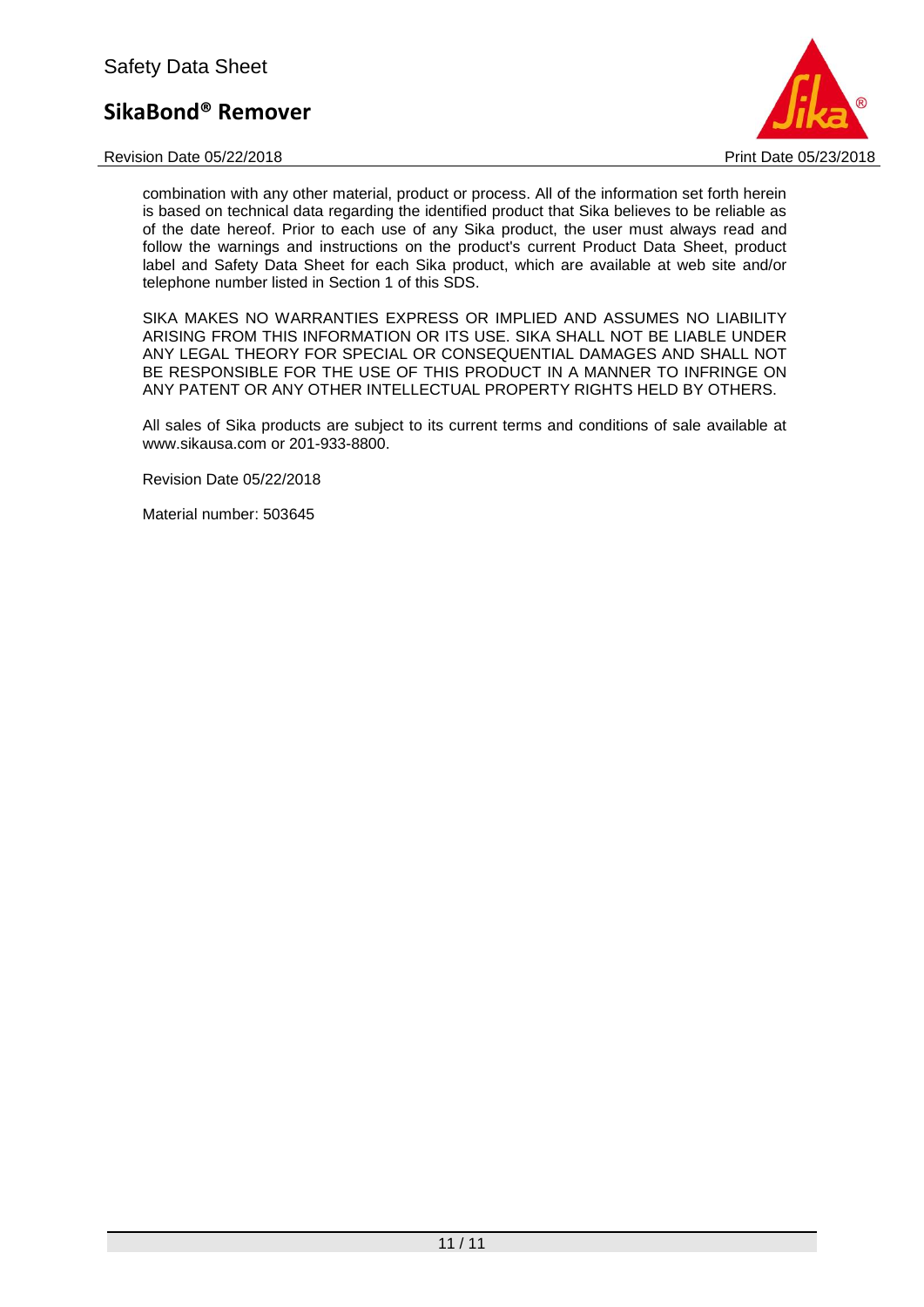combination with any other material, product or process. All of the information set forth herein is based on technical data regarding the identified product that Sika believes to be reliable as of the date hereof. Prior to each use of any Sika product, the user must always read and follow the warnings and instructions on the product's current Product Data Sheet, product label and Safety Data Sheet for each Sika product, which are available at web site and/or telephone number listed in Section 1 of this SDS.

SIKA MAKES NO WARRANTIES EXPRESS OR IMPLIED AND ASSUMES NO LIABILITY ARISING FROM THIS INFORMATION OR ITS USE. SIKA SHALL NOT BE LIABLE UNDER ANY LEGAL THEORY FOR SPECIAL OR CONSEQUENTIAL DAMAGES AND SHALL NOT BE RESPONSIBLE FOR THE USE OF THIS PRODUCT IN A MANNER TO INFRINGE ON ANY PATENT OR ANY OTHER INTELLECTUAL PROPERTY RIGHTS HELD BY OTHERS.

All sales of Sika products are subject to its current terms and conditions of sale available at www.sikausa.com or 201-933-8800.

Revision Date 05/22/2018

Material number: 503645